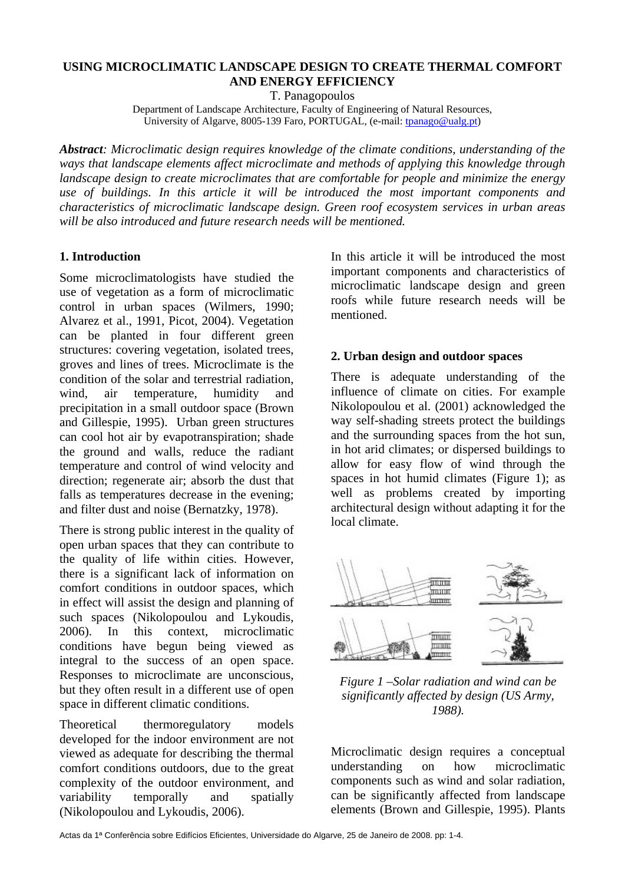# USING MICROCLIMATIC LANDSCAPE DESIGN TO CREATE THERMAL COMFORT AND ENERGY EFFICIENCY

T. Panagopoulos

Department of Landscape Architecture, Faculty of Engineering of Natural Resources, University of Algarve, 8005-139 Faro, PORTUGAL, (e-mail: tpanago@ualg.pt)

***Abstract**: Microclimatic design requires knowledge of the climate conditions, understanding of the ways that landscape elements affect microclimate and methods of applying this knowledge through landscape design to create microclimates that are comfortable for people and minimize the energy use of buildings. In this article it will be introduced the most important components and characteristics of microclimatic landscape design. Green roof ecosystem services in urban areas will be also introduced and future research needs will be mentioned.*

## 1. Introduction

Some microclimatologists have studied the use of vegetation as a form of microclimatic control in urban spaces (Wilmers, 1990; Alvarez et al., 1991, Picot, 2004). Vegetation can be planted in four different green structures: covering vegetation, isolated trees, groves and lines of trees. Microclimate is the condition of the solar and terrestrial radiation, wind, air temperature, humidity and precipitation in a small outdoor space (Brown and Gillespie, 1995). Urban green structures can cool hot air by evapotranspiration; shade the ground and walls, reduce the radiant temperature and control of wind velocity and direction; regenerate air; absorb the dust that falls as temperatures decrease in the evening; and filter dust and noise (Bernatzky, 1978).

There is strong public interest in the quality of open urban spaces that they can contribute to the quality of life within cities. However, there is a significant lack of information on comfort conditions in outdoor spaces, which in effect will assist the design and planning of such spaces (Nikolopoulou and Lykoudis, 2006). In this context, microclimatic conditions have begun being viewed as integral to the success of an open space. Responses to microclimate are unconscious, but they often result in a different use of open space in different climatic conditions.

Theoretical thermoregulatory models developed for the indoor environment are not viewed as adequate for describing the thermal comfort conditions outdoors, due to the great complexity of the outdoor environment, and variability temporally and spatially (Nikolopoulou and Lykoudis, 2006).

In this article it will be introduced the most important components and characteristics of microclimatic landscape design and green roofs while future research needs will be mentioned.

## 2. Urban design and outdoor spaces

There is adequate understanding of the influence of climate on cities. For example Nikolopoulou et al. (2001) acknowledged the way self-shading streets protect the buildings and the surrounding spaces from the hot sun, in hot arid climates; or dispersed buildings to allow for easy flow of wind through the spaces in hot humid climates (Figure 1); as well as problems created by importing architectural design without adapting it for the local climate.

*Figure 1 –Solar radiation and wind can be significantly affected by design (US Army, 1988).*

Microclimatic design requires a conceptual understanding on how microclimatic components such as wind and solar radiation, can be significantly affected from landscape elements (Brown and Gillespie, 1995). Plants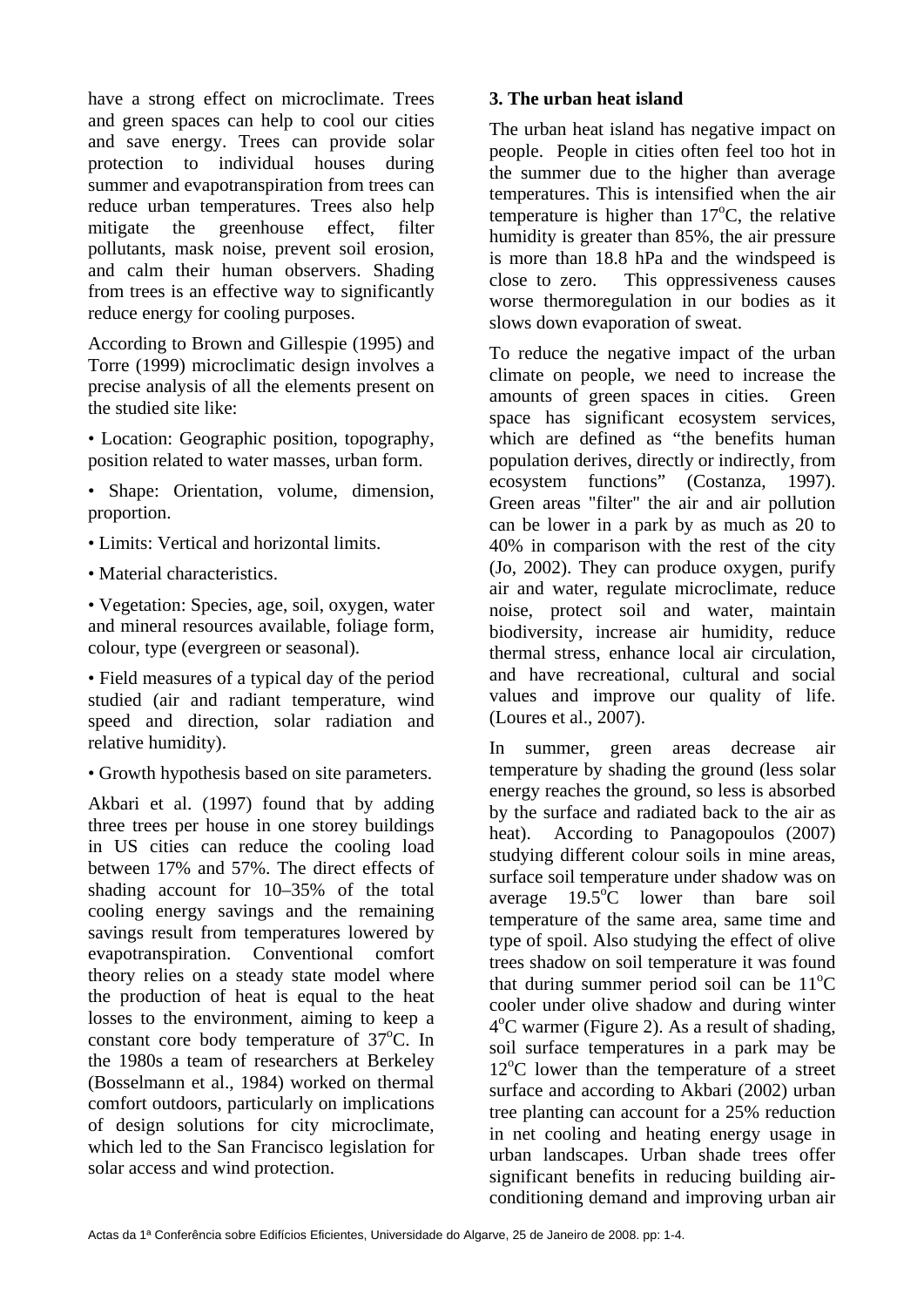have a strong effect on microclimate. Trees and green spaces can help to cool our cities and save energy. Trees can provide solar protection to individual houses during summer and evapotranspiration from trees can reduce urban temperatures. Trees also help mitigate the greenhouse effect, filter pollutants, mask noise, prevent soil erosion, and calm their human observers. Shading from trees is an effective way to significantly reduce energy for cooling purposes.

According to Brown and Gillespie (1995) and Torre (1999) microclimatic design involves a precise analysis of all the elements present on the studied site like:

• Location: Geographic position, topography, position related to water masses, urban form.

• Shape: Orientation, volume, dimension, proportion.

• Limits: Vertical and horizontal limits.

• Material characteristics.

• Vegetation: Species, age, soil, oxygen, water and mineral resources available, foliage form, colour, type (evergreen or seasonal).

• Field measures of a typical day of the period studied (air and radiant temperature, wind speed and direction, solar radiation and relative humidity).

• Growth hypothesis based on site parameters.

Akbari et al. (1997) found that by adding three trees per house in one storey buildings in US cities can reduce the cooling load between 17% and 57%. The direct effects of shading account for 10–35% of the total cooling energy savings and the remaining savings result from temperatures lowered by evapotranspiration. Conventional comfort theory relies on a steady state model where the production of heat is equal to the heat losses to the environment, aiming to keep a constant core body temperature of 37°C. In the 1980s a team of researchers at Berkeley (Bosselmann et al., 1984) worked on thermal comfort outdoors, particularly on implications of design solutions for city microclimate, which led to the San Francisco legislation for solar access and wind protection.

## 3. The urban heat island

The urban heat island has negative impact on people. People in cities often feel too hot in the summer due to the higher than average temperatures. This is intensified when the air temperature is higher than 17°C, the relative humidity is greater than 85%, the air pressure is more than 18.8 hPa and the windspeed is close to zero. This oppressiveness causes worse thermoregulation in our bodies as it slows down evaporation of sweat.

To reduce the negative impact of the urban climate on people, we need to increase the amounts of green spaces in cities. Green space has significant ecosystem services, which are defined as "the benefits human population derives, directly or indirectly, from ecosystem functions" (Costanza, 1997). Green areas "filter" the air and air pollution can be lower in a park by as much as 20 to 40% in comparison with the rest of the city (Jo, 2002). They can produce oxygen, purify air and water, regulate microclimate, reduce noise, protect soil and water, maintain biodiversity, increase air humidity, reduce thermal stress, enhance local air circulation, and have recreational, cultural and social values and improve our quality of life. (Loures et al., 2007).

In summer, green areas decrease air temperature by shading the ground (less solar energy reaches the ground, so less is absorbed by the surface and radiated back to the air as heat). According to Panagopoulos (2007) studying different colour soils in mine areas, surface soil temperature under shadow was on average 19.5°C lower than bare soil temperature of the same area, same time and type of spoil. Also studying the effect of olive trees shadow on soil temperature it was found that during summer period soil can be 11°C cooler under olive shadow and during winter 4°C warmer (Figure 2). As a result of shading, soil surface temperatures in a park may be 12°C lower than the temperature of a street surface and according to Akbari (2002) urban tree planting can account for a 25% reduction in net cooling and heating energy usage in urban landscapes. Urban shade trees offer significant benefits in reducing building air-conditioning demand and improving urban air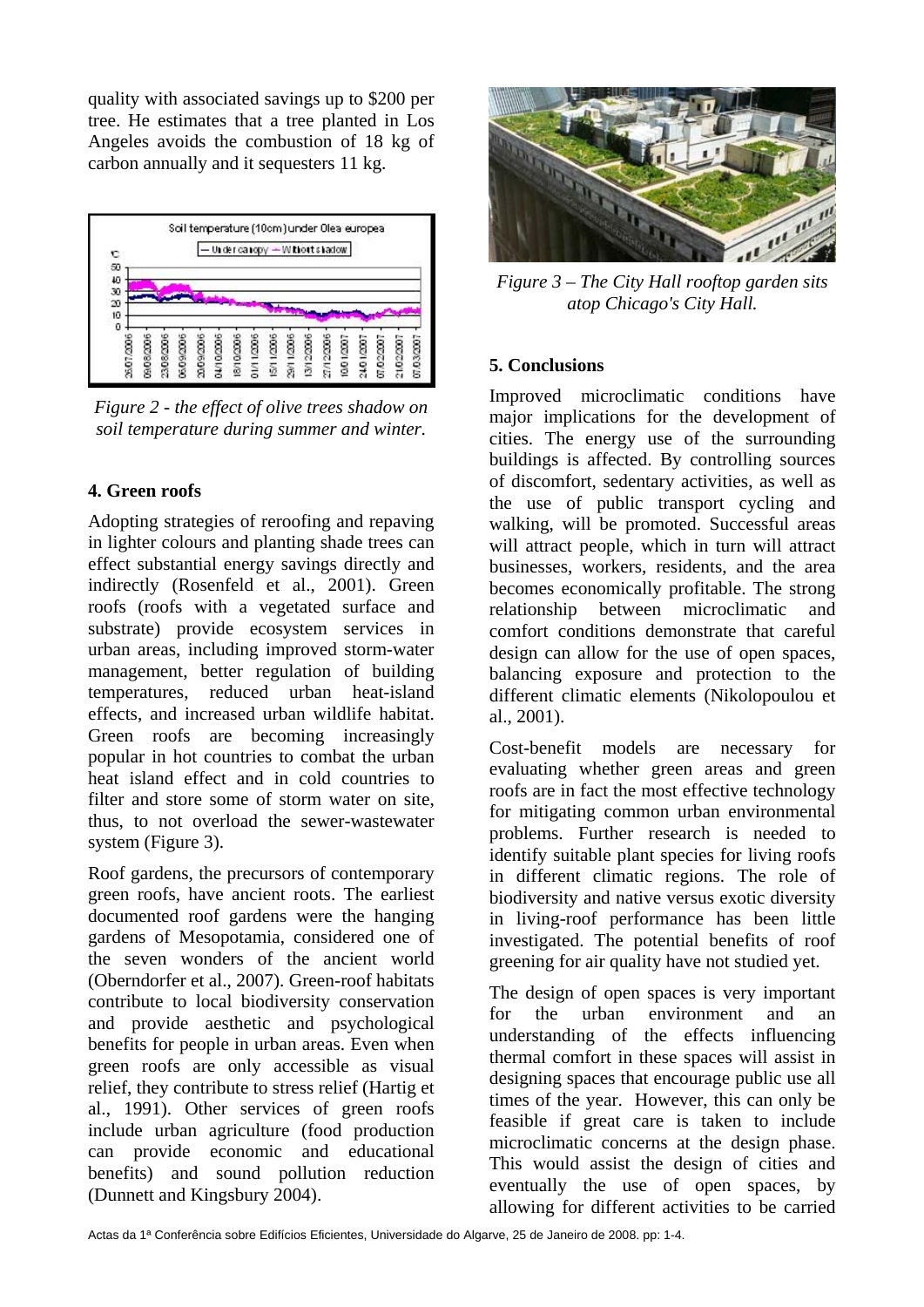quality with associated savings up to $200 per tree. He estimates that a tree planted in Los Angeles avoids the combustion of 18 kg of carbon annually and it sequesters 11 kg.

*Figure 2 - the effect of olive trees shadow on soil temperature during summer and winter.*

## 4. Green roofs

Adopting strategies of reroofing and repaving in lighter colours and planting shade trees can effect substantial energy savings directly and indirectly (Rosenfeld et al., 2001). Green roofs (roofs with a vegetated surface and substrate) provide ecosystem services in urban areas, including improved storm-water management, better regulation of building temperatures, reduced urban heat-island effects, and increased urban wildlife habitat. Green roofs are becoming increasingly popular in hot countries to combat the urban heat island effect and in cold countries to filter and store some of storm water on site, thus, to not overload the sewer-wastewater system (Figure 3).

Roof gardens, the precursors of contemporary green roofs, have ancient roots. The earliest documented roof gardens were the hanging gardens of Mesopotamia, considered one of the seven wonders of the ancient world (Oberndorfer et al., 2007). Green-roof habitats contribute to local biodiversity conservation and provide aesthetic and psychological benefits for people in urban areas. Even when green roofs are only accessible as visual relief, they contribute to stress relief (Hartig et al., 1991). Other services of green roofs include urban agriculture (food production can provide economic and educational benefits) and sound pollution reduction (Dunnett and Kingsbury 2004).

*Figure 3 – The City Hall rooftop garden sits atop Chicago's City Hall.*

## 5. Conclusions

Improved microclimatic conditions have major implications for the development of cities. The energy use of the surrounding buildings is affected. By controlling sources of discomfort, sedentary activities, as well as the use of public transport cycling and walking, will be promoted. Successful areas will attract people, which in turn will attract businesses, workers, residents, and the area becomes economically profitable. The strong relationship between microclimatic and comfort conditions demonstrate that careful design can allow for the use of open spaces, balancing exposure and protection to the different climatic elements (Nikolopoulou et al., 2001).

Cost-benefit models are necessary for evaluating whether green areas and green roofs are in fact the most effective technology for mitigating common urban environmental problems. Further research is needed to identify suitable plant species for living roofs in different climatic regions. The role of biodiversity and native versus exotic diversity in living-roof performance has been little investigated. The potential benefits of roof greening for air quality have not studied yet.

The design of open spaces is very important for the urban environment and an understanding of the effects influencing thermal comfort in these spaces will assist in designing spaces that encourage public use all times of the year. However, this can only be feasible if great care is taken to include microclimatic concerns at the design phase. This would assist the design of cities and eventually the use of open spaces, by allowing for different activities to be carried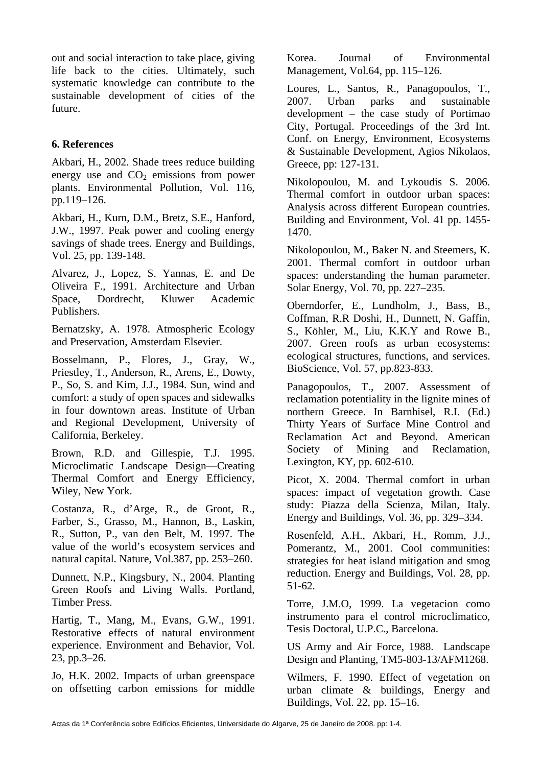out and social interaction to take place, giving life back to the cities. Ultimately, such systematic knowledge can contribute to the sustainable development of cities of the future.

## 6. References

Akbari, H., 2002. Shade trees reduce building energy use and $CO_2$ emissions from power plants. Environmental Pollution, Vol. 116, pp.119–126.

Akbari, H., Kurn, D.M., Bretz, S.E., Hanford, J.W., 1997. Peak power and cooling energy savings of shade trees. Energy and Buildings, Vol. 25, pp. 139-148.

Alvarez, J., Lopez, S. Yannas, E. and De Oliveira F., 1991. Architecture and Urban Space, Dordrecht, Kluwer Academic Publishers.

Bernatzsky, A. 1978. Atmospheric Ecology and Preservation, Amsterdam Elsevier.

Bosselmann, P., Flores, J., Gray, W., Priestley, T., Anderson, R., Arens, E., Dowty, P., So, S. and Kim, J.J., 1984. Sun, wind and comfort: a study of open spaces and sidewalks in four downtown areas. Institute of Urban and Regional Development, University of California, Berkeley.

Brown, R.D. and Gillespie, T.J. 1995. Microclimatic Landscape Design—Creating Thermal Comfort and Energy Efficiency, Wiley, New York.

Costanza, R., d'Arge, R., de Groot, R., Farber, S., Grasso, M., Hannon, B., Laskin, R., Sutton, P., van den Belt, M. 1997. The value of the world's ecosystem services and natural capital. Nature, Vol.387, pp. 253–260.

Dunnett, N.P., Kingsbury, N., 2004. Planting Green Roofs and Living Walls. Portland, Timber Press.

Hartig, T., Mang, M., Evans, G.W., 1991. Restorative effects of natural environment experience. Environment and Behavior, Vol. 23, pp.3–26.

Jo, H.K. 2002. Impacts of urban greenspace on offsetting carbon emissions for middle Korea. Journal of Environmental Management, Vol.64, pp. 115–126.

Loures, L., Santos, R., Panagopoulos, T., 2007. Urban parks and sustainable development – the case study of Portimao City, Portugal. Proceedings of the 3rd Int. Conf. on Energy, Environment, Ecosystems & Sustainable Development, Agios Nikolaos, Greece, pp: 127-131.

Nikolopoulou, M. and Lykoudis S. 2006. Thermal comfort in outdoor urban spaces: Analysis across different European countries. Building and Environment, Vol. 41 pp. 1455-1470.

Nikolopoulou, M., Baker N. and Steemers, K. 2001. Thermal comfort in outdoor urban spaces: understanding the human parameter. Solar Energy, Vol. 70, pp. 227–235.

Oberndorfer, E., Lundholm, J., Bass, B., Coffman, R.R Doshi, H., Dunnett, N. Gaffin, S., Köhler, M., Liu, K.K.Y and Rowe B., 2007. Green roofs as urban ecosystems: ecological structures, functions, and services. BioScience, Vol. 57, pp.823-833.

Panagopoulos, T., 2007. Assessment of reclamation potentiality in the lignite mines of northern Greece. In Barnhisel, R.I. (Ed.) Thirty Years of Surface Mine Control and Reclamation Act and Beyond. American Society of Mining and Reclamation, Lexington, KY, pp. 602-610.

Picot, X. 2004. Thermal comfort in urban spaces: impact of vegetation growth. Case study: Piazza della Scienza, Milan, Italy. Energy and Buildings, Vol. 36, pp. 329–334.

Rosenfeld, A.H., Akbari, H., Romm, J.J., Pomerantz, M., 2001. Cool communities: strategies for heat island mitigation and smog reduction. Energy and Buildings, Vol. 28, pp. 51-62.

Torre, J.M.O, 1999. La vegetacion como instrumento para el control microclimatico, Tesis Doctoral, U.P.C., Barcelona.

US Army and Air Force, 1988. Landscape Design and Planting, TM5-803-13/AFM1268.

Wilmers, F. 1990. Effect of vegetation on urban climate & buildings, Energy and Buildings, Vol. 22, pp. 15–16.